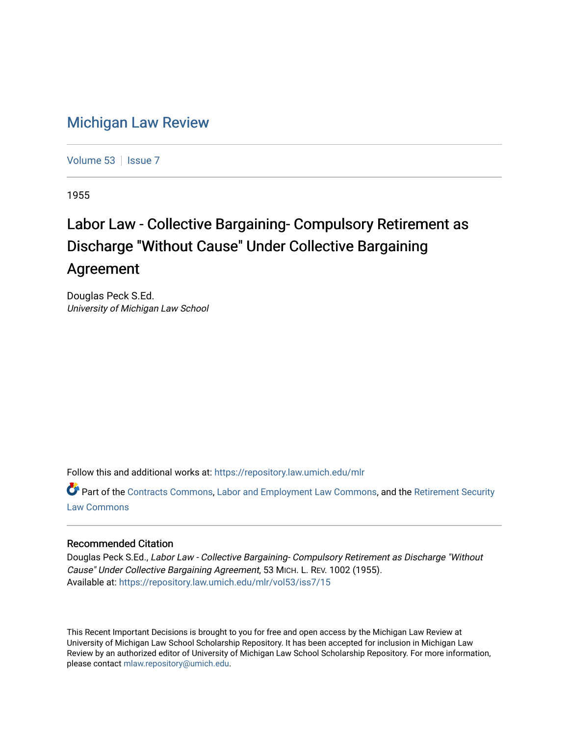# Michigan Law Review

Volume 53 | Issue 7

1955

## Labor Law - Collective Bargaining- Compulsory Retirement as Discharge "Without Cause" Under Collective Bargaining Agreement

Douglas Peck S.Ed.
*University of Michigan Law School*

Follow this and additional works at: https://repository.law.umich.edu/mlr

Part of the Contracts Commons, Labor and Employment Law Commons, and the Retirement Security Law Commons

### Recommended Citation

Douglas Peck S.Ed., *Labor Law - Collective Bargaining- Compulsory Retirement as Discharge "Without Cause" Under Collective Bargaining Agreement*, 53 MICH. L. REV. 1002 (1955).
Available at: https://repository.law.umich.edu/mlr/vol53/iss7/15

This Recent Important Decisions is brought to you for free and open access by the Michigan Law Review at University of Michigan Law School Scholarship Repository. It has been accepted for inclusion in Michigan Law Review by an authorized editor of University of Michigan Law School Scholarship Repository. For more information, please contact mlaw.repository@umich.edu.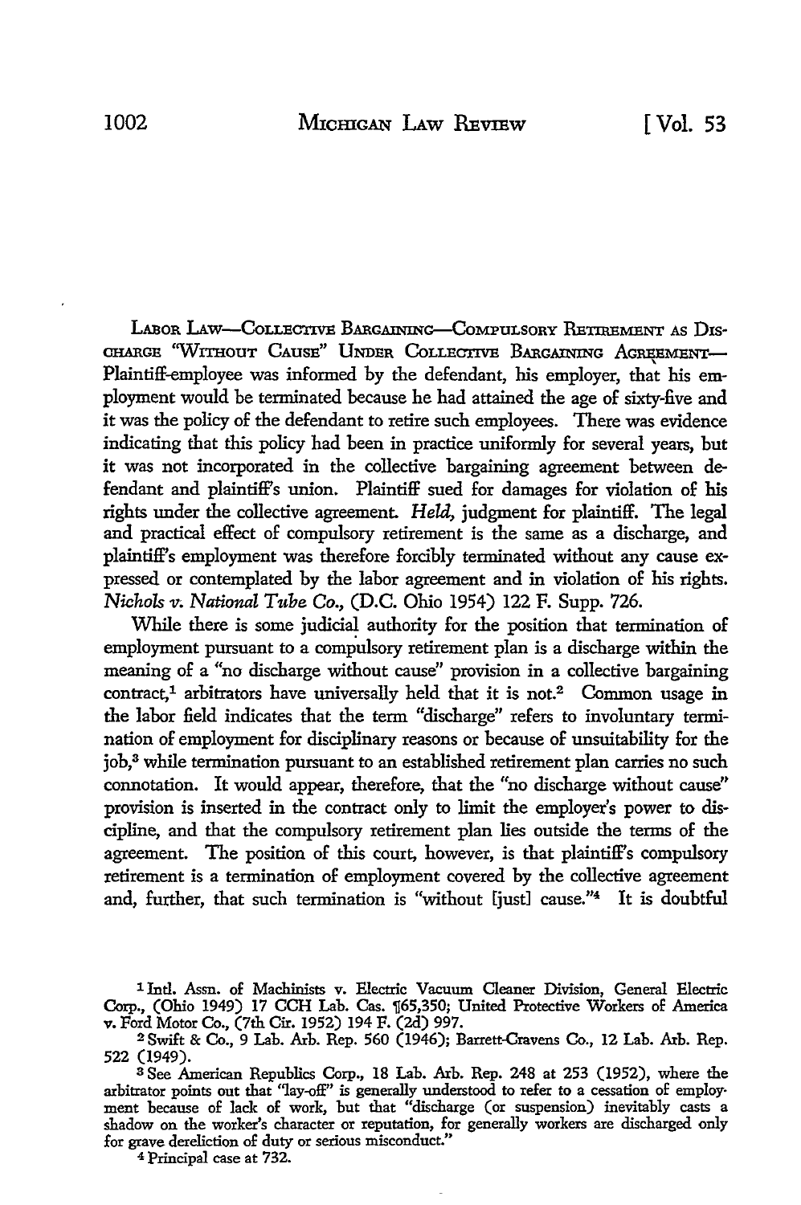LABOR LAW—COLLECTIVE BARGAINING—COMPULSORY RETIREMENT AS DISCHARGE "WITHOUT CAUSE" UNDER COLLECTIVE BARGAINING AGREEMENT—Plaintiff-employee was informed by the defendant, his employer, that his employment would be terminated because he had attained the age of sixty-five and it was the policy of the defendant to retire such employees. There was evidence indicating that this policy had been in practice uniformly for several years, but it was not incorporated in the collective bargaining agreement between defendant and plaintiff's union. Plaintiff sued for damages for violation of his rights under the collective agreement. *Held*, judgment for plaintiff. The legal and practical effect of compulsory retirement is the same as a discharge, and plaintiff's employment was therefore forcibly terminated without any cause expressed or contemplated by the labor agreement and in violation of his rights. *Nichols v. National Tube Co.*, (D.C. Ohio 1954) 122 F. Supp. 726.

While there is some judicial authority for the position that termination of employment pursuant to a compulsory retirement plan is a discharge within the meaning of a "no discharge without cause" provision in a collective bargaining contract,[1] arbitrators have universally held that it is not.[2] Common usage in the labor field indicates that the term "discharge" refers to involuntary termination of employment for disciplinary reasons or because of unsuitability for the job,[3] while termination pursuant to an established retirement plan carries no such connotation. It would appear, therefore, that the "no discharge without cause" provision is inserted in the contract only to limit the employer's power to discipline, and that the compulsory retirement plan lies outside the terms of the agreement. The position of this court, however, is that plaintiff's compulsory retirement is a termination of employment covered by the collective agreement and, further, that such termination is "without [just] cause."[4] It is doubtful

[1] Intl. Assn. of Machinists v. Electric Vacuum Cleaner Division, General Electric Corp., (Ohio 1949) 17 CCH Lab. Cas. ¶65,350; United Protective Workers of America v. Ford Motor Co., (7th Cir. 1952) 194 F. (2d) 997.

[2] Swift & Co., 9 Lab. Arb. Rep. 560 (1946); Barrett-Cravens Co., 12 Lab. Arb. Rep. 522 (1949).

[3] See American Republics Corp., 18 Lab. Arb. Rep. 248 at 253 (1952), where the arbitrator points out that "lay-off" is generally understood to refer to a cessation of employment because of lack of work, but that "discharge (or suspension) inevitably casts a shadow on the worker's character or reputation, for generally workers are discharged only for grave dereliction of duty or serious misconduct."

[4] Principal case at 732.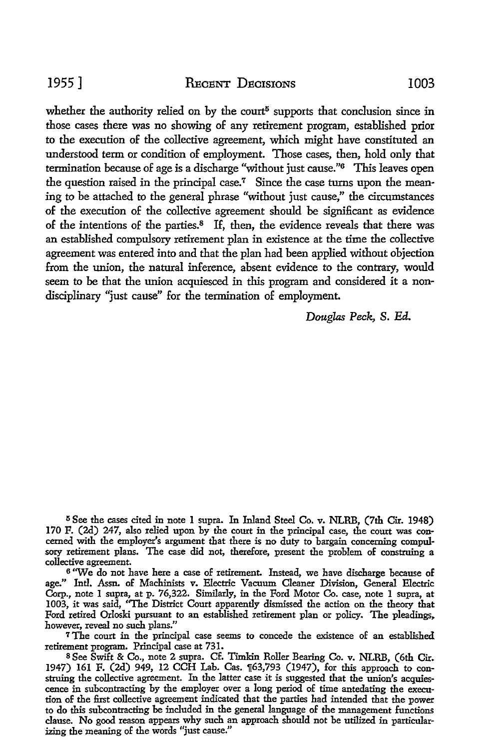whether the authority relied on by the court[5] supports that conclusion since in those cases there was no showing of any retirement program, established prior to the execution of the collective agreement, which might have constituted an understood term or condition of employment. Those cases, then, hold only that termination because of age is a discharge "without just cause."[6] This leaves open the question raised in the principal case.[7] Since the case turns upon the meaning to be attached to the general phrase "without just cause," the circumstances of the execution of the collective agreement should be significant as evidence of the intentions of the parties.[8] If, then, the evidence reveals that there was an established compulsory retirement plan in existence at the time the collective agreement was entered into and that the plan had been applied without objection from the union, the natural inference, absent evidence to the contrary, would seem to be that the union acquiesced in this program and considered it a non-disciplinary "just cause" for the termination of employment.

*Douglas Peck, S. Ed.*

---

[5] See the cases cited in note 1 supra. In Inland Steel Co. v. NLRB, (7th Cir. 1948) 170 F. (2d) 247, also relied upon by the court in the principal case, the court was concerned with the employer's argument that there is no duty to bargain concerning compulsory retirement plans. The case did not, therefore, present the problem of construing a collective agreement.

[6] "We do not have here a case of retirement. Instead, we have discharge because of age." Intl. Assn. of Machinists v. Electric Vacuum Cleaner Division, General Electric Corp., note 1 supra, at p. 76,322. Similarly, in the Ford Motor Co. case, note 1 supra, at 1003, it was said, "The District Court apparently dismissed the action on the theory that Ford retired Orloski pursuant to an established retirement plan or policy. The pleadings, however, reveal no such plans."

[7] The court in the principal case seems to concede the existence of an established retirement program. Principal case at 731.

[8] See Swift & Co., note 2 supra. Cf. Timkin Roller Bearing Co. v. NLRB, (6th Cir. 1947) 161 F. (2d) 949, 12 CCH Lab. Cas. ¶63,793 (1947), for this approach to construing the collective agreement. In the latter case it is suggested that the union's acquiescence in subcontracting by the employer over a long period of time antedating the execution of the first collective agreement indicated that the parties had intended that the power to do this subcontracting be included in the general language of the management functions clause. No good reason appears why such an approach should not be utilized in particularizing the meaning of the words "just cause."